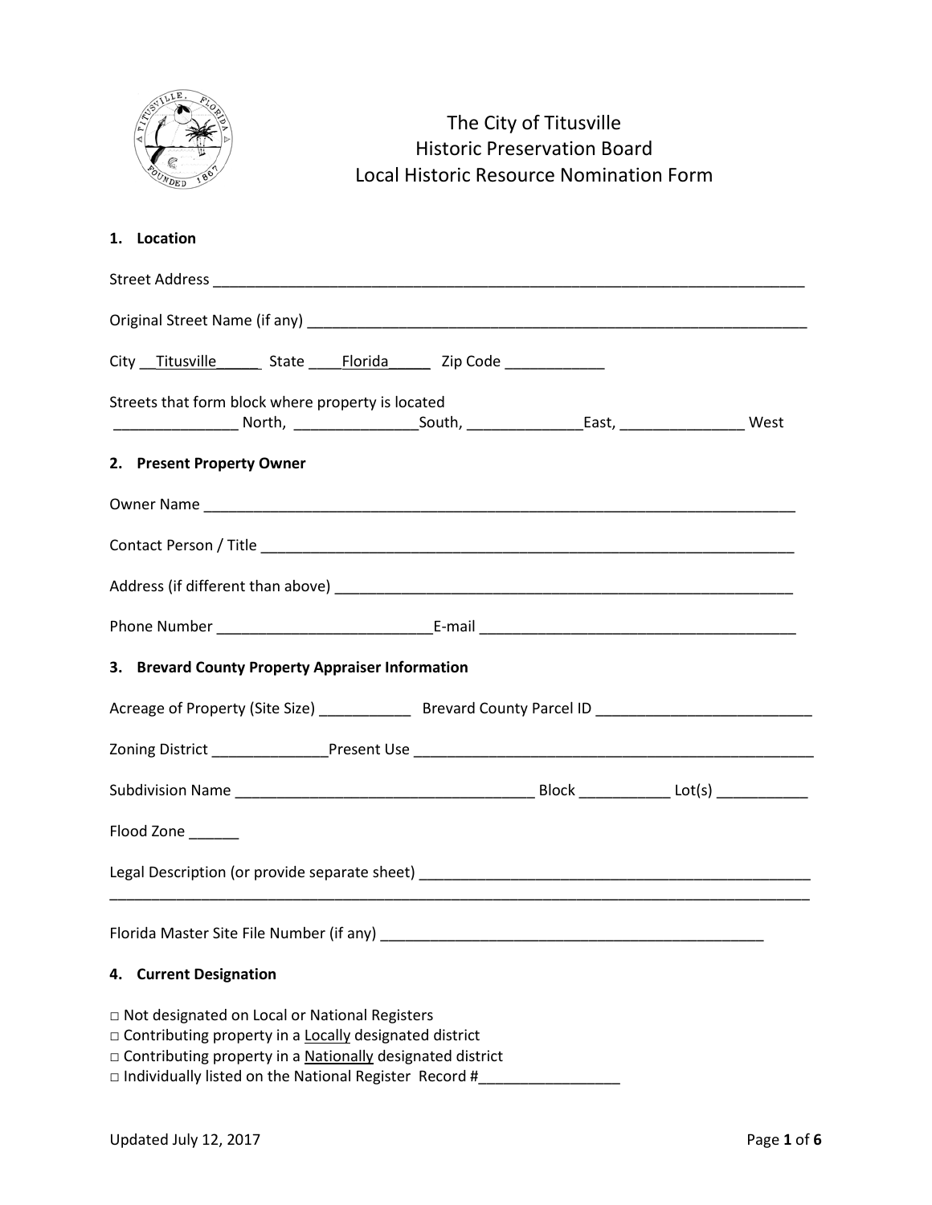# The City of Titusville
# Historic Preservation Board
# Local Historic Resource Nomination Form

**1. Location**

Street Address ___________________________________________________________________________

Original Street Name (if any) _______________________________________________________________

City __Titusville______ State ____Florida_____ Zip Code ____________

Streets that form block where property is located
_______________ North, _______________South, ______________East, _______________ West

**2. Present Property Owner**

Owner Name ___________________________________________________________________________

Contact Person / Title ___________________________________________________________________

Address (if different than above) ___________________________________________________________

Phone Number __________________________E-mail ______________________________________

**3. Brevard County Property Appraiser Information**

Acreage of Property (Site Size) ___________ Brevard County Parcel ID __________________________

Zoning District ______________Present Use __________________________________________________

Subdivision Name ____________________________________ Block ___________ Lot(s) ___________

Flood Zone ______

Legal Description (or provide separate sheet) ________________________________________________
_____________________________________________________________________________________

Florida Master Site File Number (if any) _______________________________________________

**4. Current Designation**

□ Not designated on Local or National Registers
□ Contributing property in a Locally designated district
□ Contributing property in a Nationally designated district
□ Individually listed on the National Register Record #_________________

Updated July 12, 2017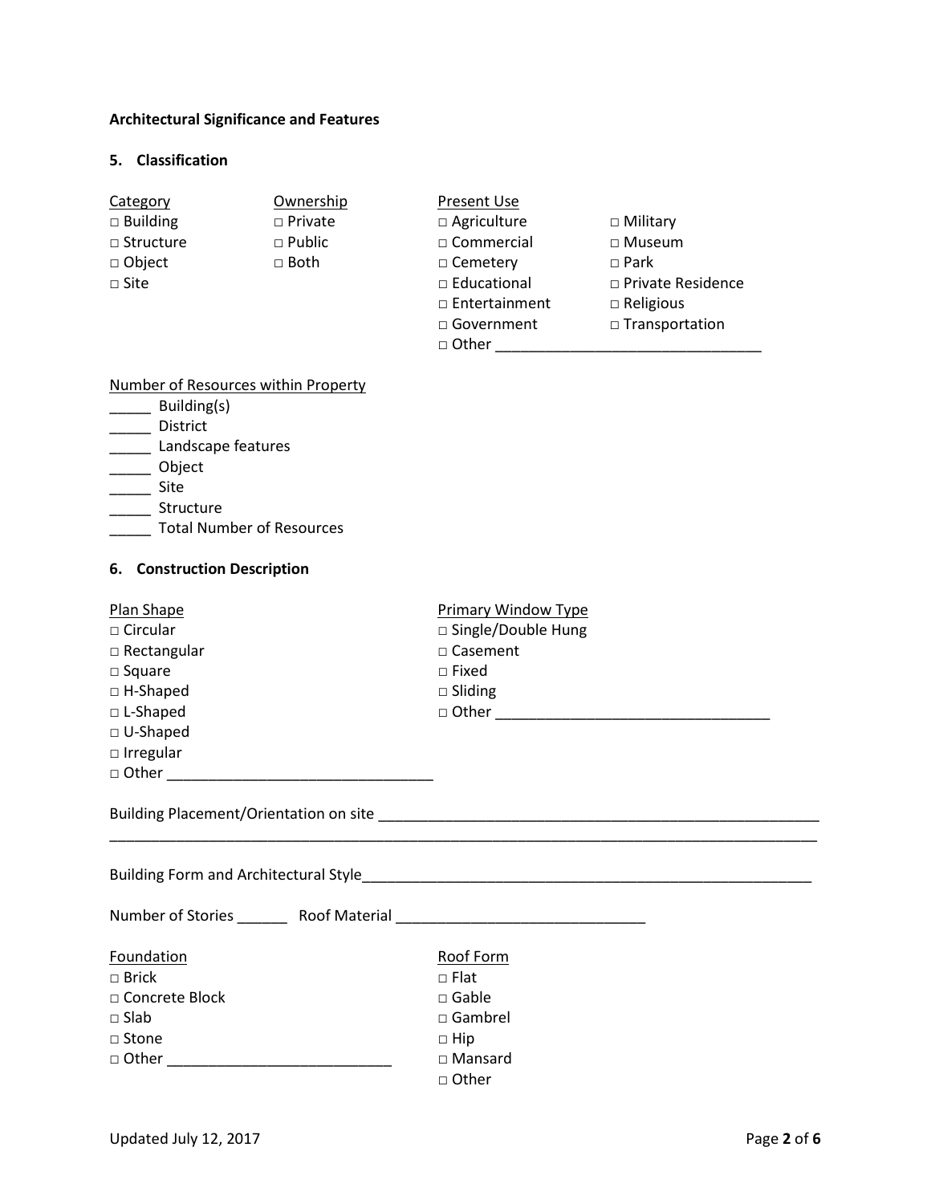**Architectual Significance and Features**

**5. Classification**

Category
□ Building
□ Structure
□ Object
□ Site

Ownership
□ Private
□ Public
□ Both

Present Use
□ Agriculture
□ Commercial
□ Cemetery
□ Educational
□ Entertainment
□ Government
□ Military
□ Museum
□ Park
□ Private Residence
□ Religious
□ Transportation
□ Other ________________________________

Number of Resources within Property
_____ Building(s)
_____ District
_____ Landscape features
_____ Object
_____ Site
_____ Structure
_____ Total Number of Resources

**6. Construction Description**

Plan Shape
□ Circular
□ Rectangular
□ Square
□ H-Shaped
□ L-Shaped
□ U-Shaped
□ Irregular
□ Other _______________________________

Primary Window Type
□ Single/Double Hung
□ Casement
□ Fixed
□ Sliding
□ Other _________________________________

Building Placement/Orientation on site ______________________________________________________
_____________________________________________________________________________________

Building Form and Architectural Style______________________________________________________

Number of Stories ______ Roof Material ______________________________

Foundation
□ Brick
□ Concrete Block
□ Slab
□ Stone
□ Other ___________________________

Roof Form
□ Flat
□ Gable
□ Gambrel
□ Hip
□ Mansard
□ Other

Updated July 12, 2017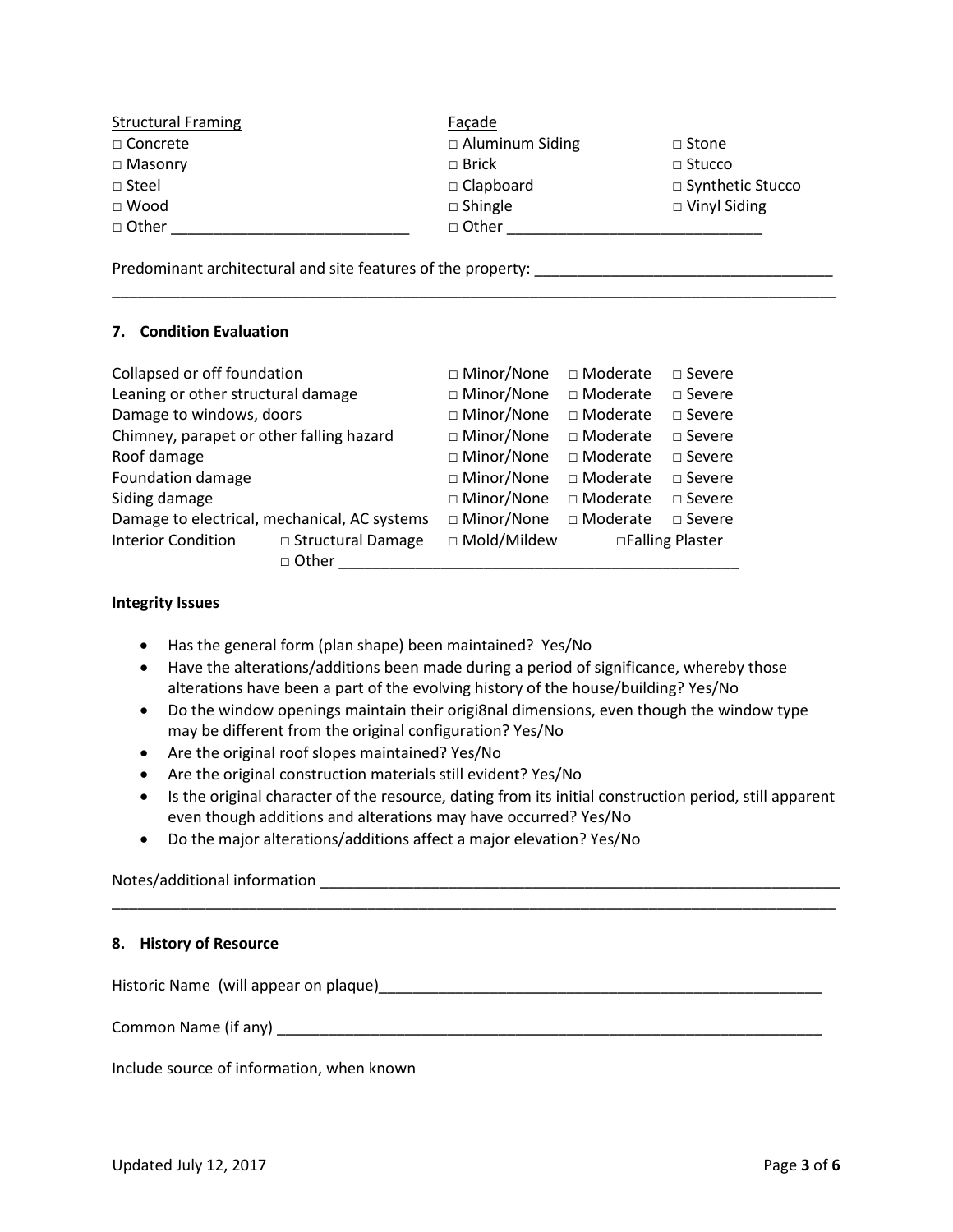| Structural Framing | Façade | |
|---|---|---|
| □ Concrete | □ Aluminum Siding | □ Stone |
| □ Masonry | □ Brick | □ Stucco |
| □ Steel | □ Clapboard | □ Synthetic Stucco |
| □ Wood | □ Shingle | □ Vinyl Siding |
| □ Other ___________________________ | □ Other _____________________________ | |

Predominant architectural and site features of the property: __________________________________
_____________________________________________________________________________________

## 7. Condition Evaluation

| | | | |
|---|---|---|---|
| Collapsed or off foundation | □ Minor/None | □ Moderate | □ Severe |
| Leaning or other structural damage | □ Minor/None | □ Moderate | □ Severe |
| Damage to windows, doors | □ Minor/None | □ Moderate | □ Severe |
| Chimney, parapet or other falling hazard | □ Minor/None | □ Moderate | □ Severe |
| Roof damage | □ Minor/None | □ Moderate | □ Severe |
| Foundation damage | □ Minor/None | □ Moderate | □ Severe |
| Siding damage | □ Minor/None | □ Moderate | □ Severe |
| Damage to electrical, mechanical, AC systems | □ Minor/None | □ Moderate | □ Severe |

Interior Condition □ Structural Damage □ Mold/Mildew □Falling Plaster
□ Other _____________________________________________

**Integrity Issues**

- Has the general form (plan shape) been maintained? Yes/No
- Have the alterations/additions been made during a period of significance, whereby those alterations have been a part of the evolving history of the house/building? Yes/No
- Do the window openings maintain their origi8nal dimensions, even though the window type may be different from the original configuration? Yes/No
- Are the original roof slopes maintained? Yes/No
- Are the original construction materials still evident? Yes/No
- Is the original character of the resource, dating from its initial construction period, still apparent even though additions and alterations may have occurred? Yes/No
- Do the major alterations/additions affect a major elevation? Yes/No

Notes/additional information ______________________________________________________________
_____________________________________________________________________________________

## 8. History of Resource

Historic Name (will appear on plaque)_____________________________________________________

Common Name (if any) __________________________________________________________________

Include source of information, when known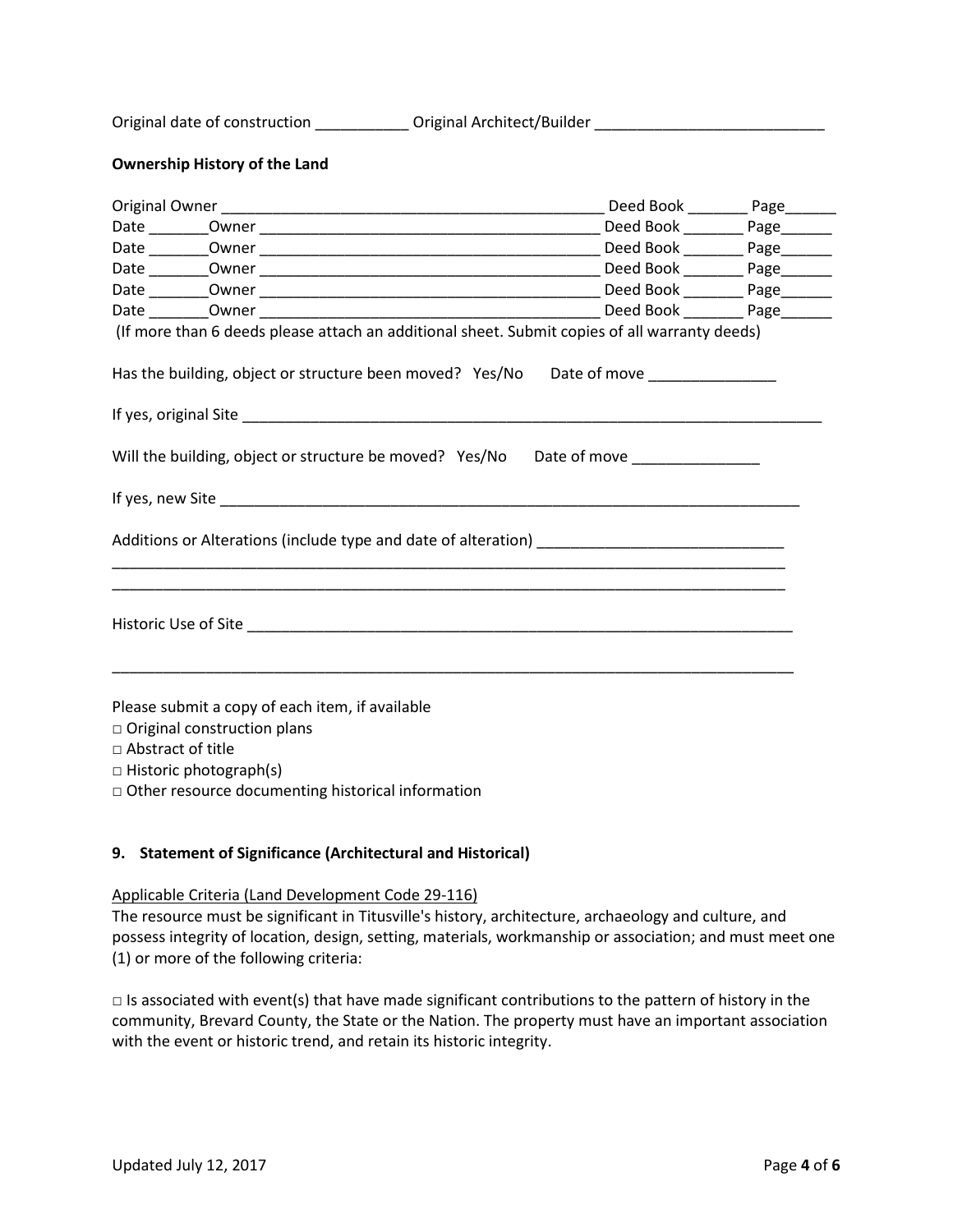Original date of construction ___________ Original Architect/Builder ___________________________

**Ownership History of the Land**

Original Owner ______________________________________________ Deed Book _______ Page______
Date _______Owner _________________________________________ Deed Book _______ Page______
Date _______Owner _________________________________________ Deed Book _______ Page______
Date _______Owner _________________________________________ Deed Book _______ Page______
Date _______Owner _________________________________________ Deed Book _______ Page______
Date _______Owner _________________________________________ Deed Book _______ Page______
(If more than 6 deeds please attach an additional sheet. Submit copies of all warranty deeds)

Has the building, object or structure been moved? Yes/No Date of move _______________

If yes, original Site _________________________________________________________________________

Will the building, object or structure be moved? Yes/No Date of move _______________

If yes, new Site _________________________________________________________________________

Additions or Alterations (include type and date of alteration) _____________________________
_____________________________________________________________________________________
_____________________________________________________________________________________

Historic Use of Site ___________________________________________________________________

_____________________________________________________________________________________

Please submit a copy of each item, if available
□ Original construction plans
□ Abstract of title
□ Historic photograph(s)
□ Other resource documenting historical information

**9. Statement of Significance (Architectural and Historical)**

Applicable Criteria (Land Development Code 29-116)
The resource must be significant in Titusville's history, architecture, archaeology and culture, and possess integrity of location, design, setting, materials, workmanship or association; and must meet one (1) or more of the following criteria:

□ Is associated with event(s) that have made significant contributions to the pattern of history in the community, Brevard County, the State or the Nation. The property must have an important association with the event or historic trend, and retain its historic integrity.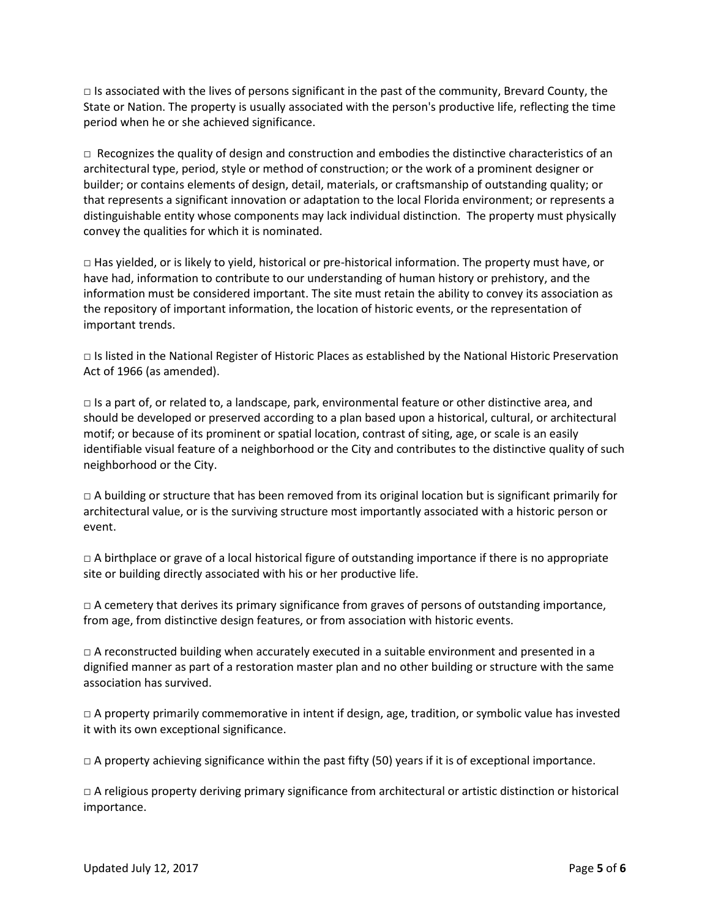□ Is associated with the lives of persons significant in the past of the community, Brevard County, the State or Nation. The property is usually associated with the person's productive life, reflecting the time period when he or she achieved significance.

□ Recognizes the quality of design and construction and embodies the distinctive characteristics of an architectural type, period, style or method of construction; or the work of a prominent designer or builder; or contains elements of design, detail, materials, or craftsmanship of outstanding quality; or that represents a significant innovation or adaptation to the local Florida environment; or represents a distinguishable entity whose components may lack individual distinction. The property must physically convey the qualities for which it is nominated.

□ Has yielded, or is likely to yield, historical or pre-historical information. The property must have, or have had, information to contribute to our understanding of human history or prehistory, and the information must be considered important. The site must retain the ability to convey its association as the repository of important information, the location of historic events, or the representation of important trends.

□ Is listed in the National Register of Historic Places as established by the National Historic Preservation Act of 1966 (as amended).

□ Is a part of, or related to, a landscape, park, environmental feature or other distinctive area, and should be developed or preserved according to a plan based upon a historical, cultural, or architectural motif; or because of its prominent or spatial location, contrast of siting, age, or scale is an easily identifiable visual feature of a neighborhood or the City and contributes to the distinctive quality of such neighborhood or the City.

□ A building or structure that has been removed from its original location but is significant primarily for architectural value, or is the surviving structure most importantly associated with a historic person or event.

□ A birthplace or grave of a local historical figure of outstanding importance if there is no appropriate site or building directly associated with his or her productive life.

□ A cemetery that derives its primary significance from graves of persons of outstanding importance, from age, from distinctive design features, or from association with historic events.

□ A reconstructed building when accurately executed in a suitable environment and presented in a dignified manner as part of a restoration master plan and no other building or structure with the same association has survived.

□ A property primarily commemorative in intent if design, age, tradition, or symbolic value has invested it with its own exceptional significance.

□ A property achieving significance within the past fifty (50) years if it is of exceptional importance.

□ A religious property deriving primary significance from architectural or artistic distinction or historical importance.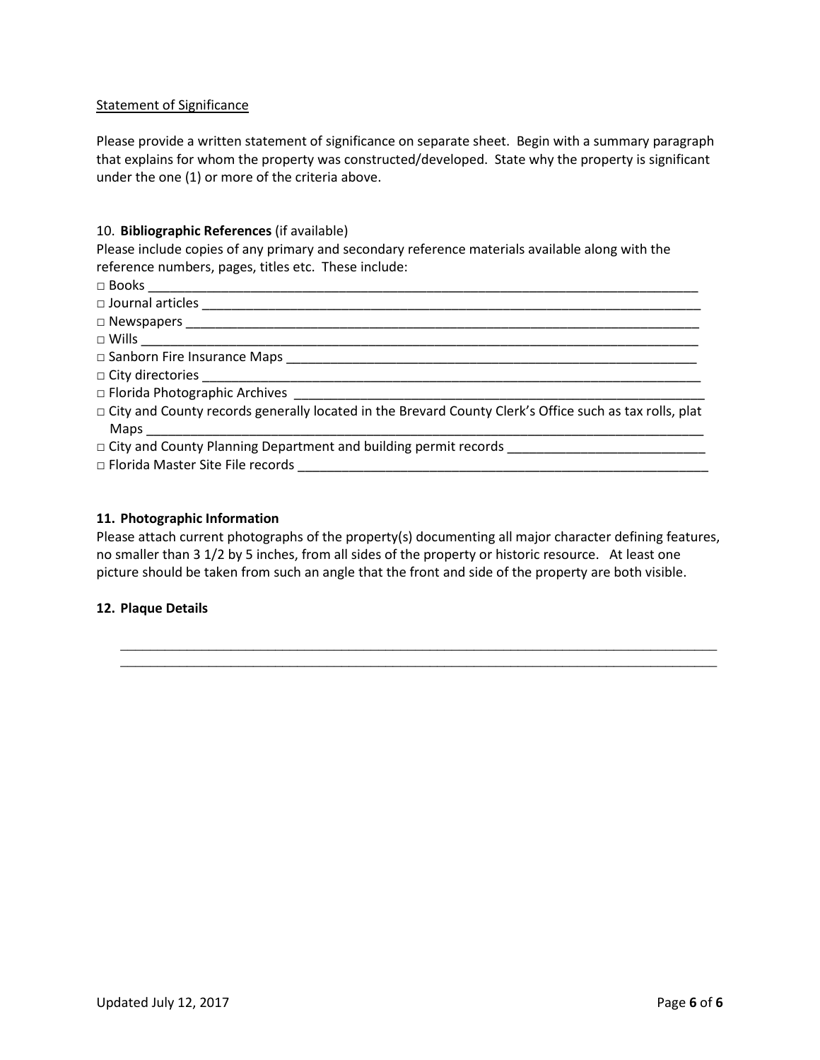Statement of Significance

Please provide a written statement of significance on separate sheet. Begin with a summary paragraph that explains for whom the property was constructed/developed. State why the property is significant under the one (1) or more of the criteria above.

10. **Bibliographic References** (if available)

Please include copies of any primary and secondary reference materials available along with the reference numbers, pages, titles etc. These include:

□ Books ______________________________________________________________________________
□ Journal articles _____________________________________________________________________
□ Newspapers _________________________________________________________________________
□ Wills ______________________________________________________________________________
□ Sanborn Fire Insurance Maps ___________________________________________________________
□ City directories ______________________________________________________________________
□ Florida Photographic Archives __________________________________________________________
□ City and County records generally located in the Brevard County Clerk's Office such as tax rolls, plat Maps __________________________________________________________________________
□ City and County Planning Department and building permit records ___________________________
□ Florida Master Site File records _________________________________________________________

**11. Photographic Information**

Please attach current photographs of the property(s) documenting all major character defining features, no smaller than 3 1/2 by 5 inches, from all sides of the property or historic resource. At least one picture should be taken from such an angle that the front and side of the property are both visible.

**12. Plaque Details**

______________________________________________________________________________________
______________________________________________________________________________________

Updated July 12, 2017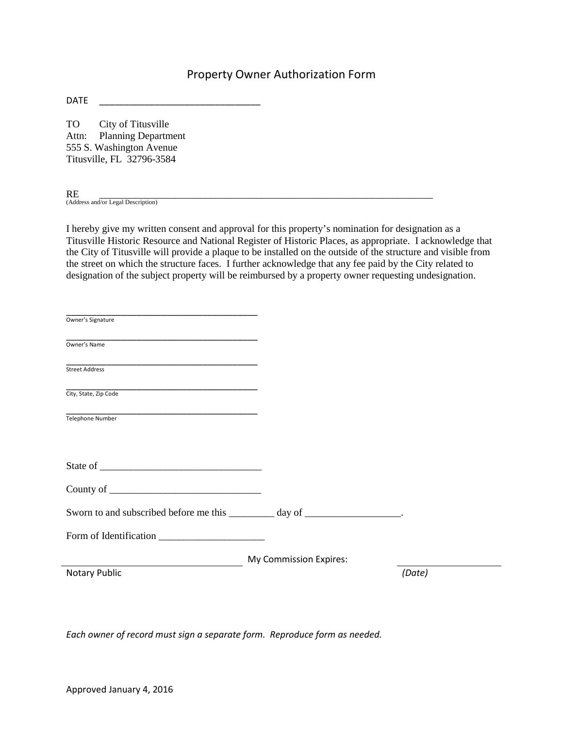# Property Owner Authorization Form

DATE ________________________________

TO City of Titusville
Attn: Planning Department
555 S. Washington Avenue
Titusville, FL 32796-3584

RE ______________________________________________________________________
(Address and/or Legal Description)

I hereby give my written consent and approval for this property's nomination for designation as a Titusville Historic Resource and National Register of Historic Places, as appropriate. I acknowledge that the City of Titusville will provide a plaque to be installed on the outside of the structure and visible from the street on which the structure faces. I further acknowledge that any fee paid by the City related to designation of the subject property will be reimbursed by a property owner requesting undesignation.

______________________________________
Owner's Signature

______________________________________
Owner's Name

______________________________________
Street Address

______________________________________
City, State, Zip Code

______________________________________
Telephone Number

State of _______________________________

County of _____________________________

Sworn to and subscribed before me this _________ day of __________________.

Form of Identification ____________________

____________________________________ My Commission Expires: ____________________
Notary Public (Date)

*Each owner of record must sign a separate form. Reproduce form as needed.*

Approved January 4, 2016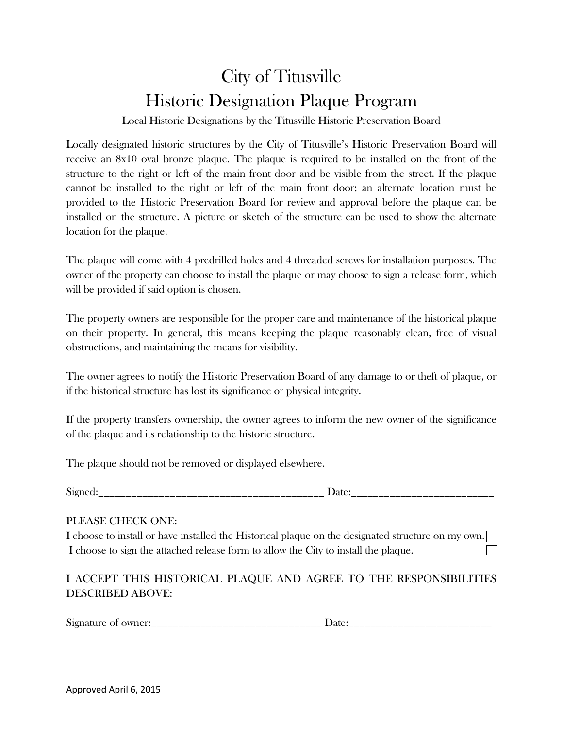# City of Titusville

# Historic Designation Plaque Program

Local Historic Designations by the Titusville Historic Preservation Board

Locally designated historic structures by the City of Titusville's Historic Preservation Board will receive an 8x10 oval bronze plaque. The plaque is required to be installed on the front of the structure to the right or left of the main front door and be visible from the street. If the plaque cannot be installed to the right or left of the main front door; an alternate location must be provided to the Historic Preservation Board for review and approval before the plaque can be installed on the structure. A picture or sketch of the structure can be used to show the alternate location for the plaque.

The plaque will come with 4 predrilled holes and 4 threaded screws for installation purposes. The owner of the property can choose to install the plaque or may choose to sign a release form, which will be provided if said option is chosen.

The property owners are responsible for the proper care and maintenance of the historical plaque on their property. In general, this means keeping the plaque reasonably clean, free of visual obstructions, and maintaining the means for visibility.

The owner agrees to notify the Historic Preservation Board of any damage to or theft of plaque, or if the historical structure has lost its significance or physical integrity.

If the property transfers ownership, the owner agrees to inform the new owner of the significance of the plaque and its relationship to the historic structure.

The plaque should not be removed or displayed elsewhere.

Signed:___________________________________________ Date:__________________________

PLEASE CHECK ONE:

I choose to install or have installed the Historical plaque on the designated structure on my own. ☐

I choose to sign the attached release form to allow the City to install the plaque. ☐

## I ACCEPT THIS HISTORICAL PLAQUE AND AGREE TO THE RESPONSIBILITIES DESCRIBED ABOVE:

Signature of owner:________________________________ Date:__________________________

Approved April 6, 2015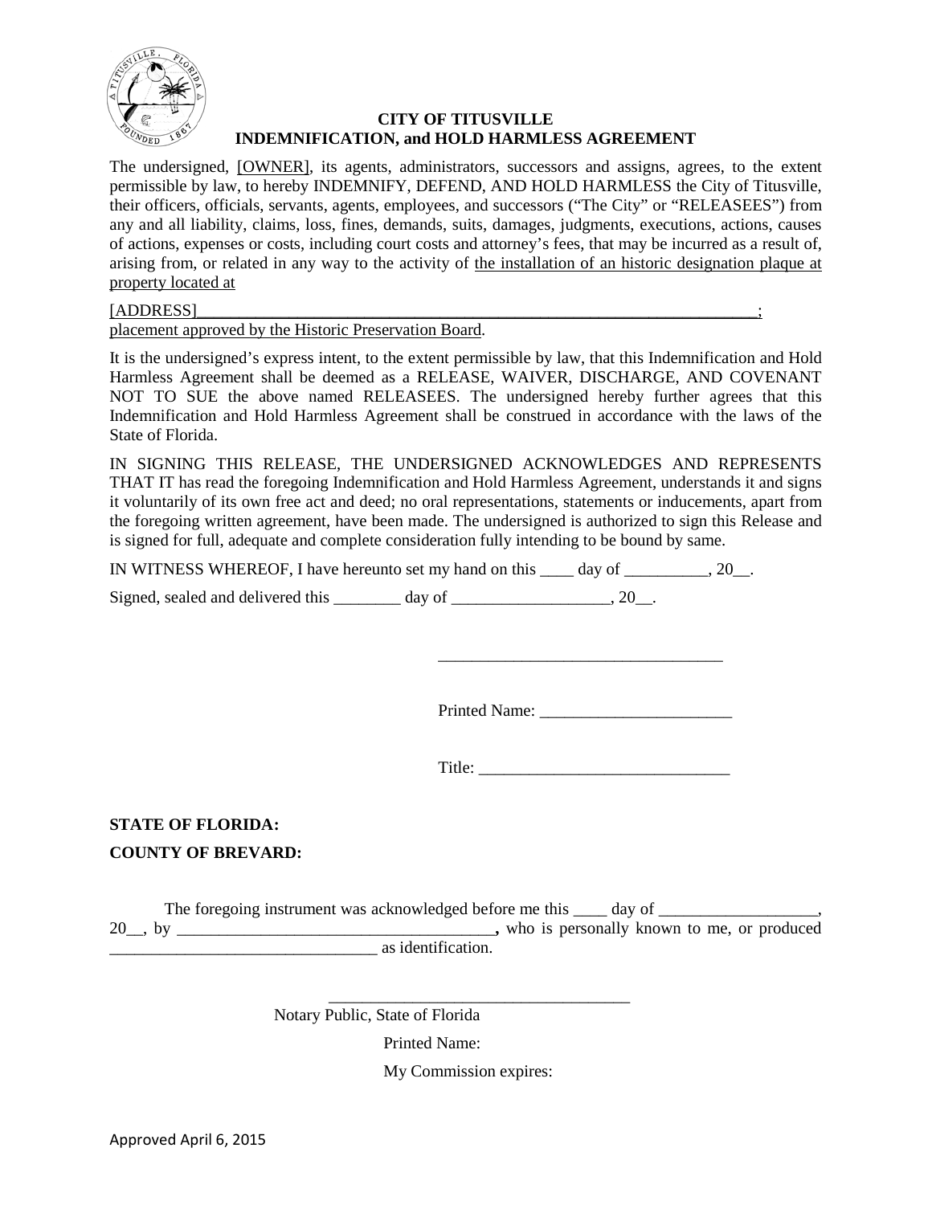**CITY OF TITUSVILLE**
**INDEMNIFICATION, and HOLD HARMLESS AGREEMENT**

The undersigned, [OWNER], its agents, administrators, successors and assigns, agrees, to the extent permissible by law, to hereby INDEMNIFY, DEFEND, AND HOLD HARMLESS the City of Titusville, their officers, officials, servants, agents, employees, and successors ("The City" or "RELEASEES") from any and all liability, claims, loss, fines, demands, suits, damages, judgments, executions, actions, causes of actions, expenses or costs, including court costs and attorney's fees, that may be incurred as a result of, arising from, or related in any way to the activity of the installation of an historic designation plaque at property located at

[ADDRESS]_________________________________________________________________;
placement approved by the Historic Preservation Board.

It is the undersigned's express intent, to the extent permissible by law, that this Indemnification and Hold Harmless Agreement shall be deemed as a RELEASE, WAIVER, DISCHARGE, AND COVENANT NOT TO SUE the above named RELEASEES. The undersigned hereby further agrees that this Indemnification and Hold Harmless Agreement shall be construed in accordance with the laws of the State of Florida.

IN SIGNING THIS RELEASE, THE UNDERSIGNED ACKNOWLEDGES AND REPRESENTS THAT IT has read the foregoing Indemnification and Hold Harmless Agreement, understands it and signs it voluntarily of its own free act and deed; no oral representations, statements or inducements, apart from the foregoing written agreement, have been made. The undersigned is authorized to sign this Release and is signed for full, adequate and complete consideration fully intending to be bound by same.

IN WITNESS WHEREOF, I have hereunto set my hand on this ____ day of __________, 20__.

Signed, sealed and delivered this ________ day of ___________________, 20__.

__________________________________

Printed Name: _______________________

Title: _____________________________

**STATE OF FLORIDA:**

**COUNTY OF BREVARD:**

The foregoing instrument was acknowledged before me this ____ day of ___________________, 20__, by ______________________________________, who is personally known to me, or produced ________________________________ as identification.

____________________________________
Notary Public, State of Florida

Printed Name:

My Commission expires:

Approved April 6, 2015